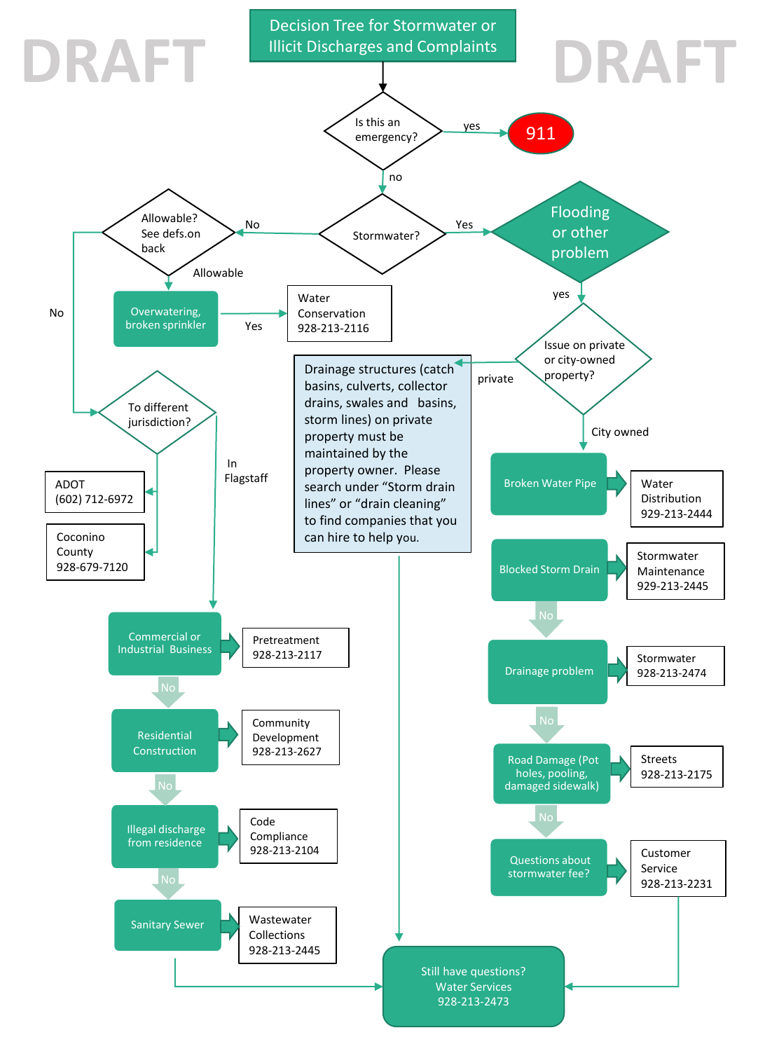DRAFT

# Decision Tree for Stormwater or Illicit Discharges and Complaints

DRAFT

**Is this an emergency?**

- yes → **911**
- no → **Stormwater?**

**Stormwater?**

- No → **Allowable? See defs.on back**
  - Allowable → **Overwatering, broken sprinkler**
    - Yes → Water Conservation 928-213-2116
  - No → **To different jurisdiction?**
    - ADOT (602) 712-6972
    - Coconino County 928-679-7120
    - In Flagstaff → **Commercial or Industrial Business** → Pretreatment 928-213-2117
      - No → **Residential Construction** → Community Development 928-213-2627
        - No → **Illegal discharge from residence** → Code Compliance 928-213-2104
          - No → **Sanitary Sewer** → Wastewater Collections 928-213-2445
- Yes → **Flooding or other problem**
  - yes → **Issue on private or city-owned property?**
    - private → Drainage structures (catch basins, culverts, collector drains, swales and basins, storm lines) on private property must be maintained by the property owner. Please search under "Storm drain lines" or "drain cleaning" to find companies that you can hire to help you.
    - City owned → **Broken Water Pipe** → Water Distribution 929-213-2444
      - **Blocked Storm Drain** → Stormwater Maintenance 929-213-2445
        - No → **Drainage problem** → Stormwater 928-213-2474
          - No → **Road Damage (Pot holes, pooling, damaged sidewalk)** → Streets 928-213-2175
            - No → **Questions about stormwater fee?** → Customer Service 928-213-2231

**Still have questions?**
Water Services
928-213-2473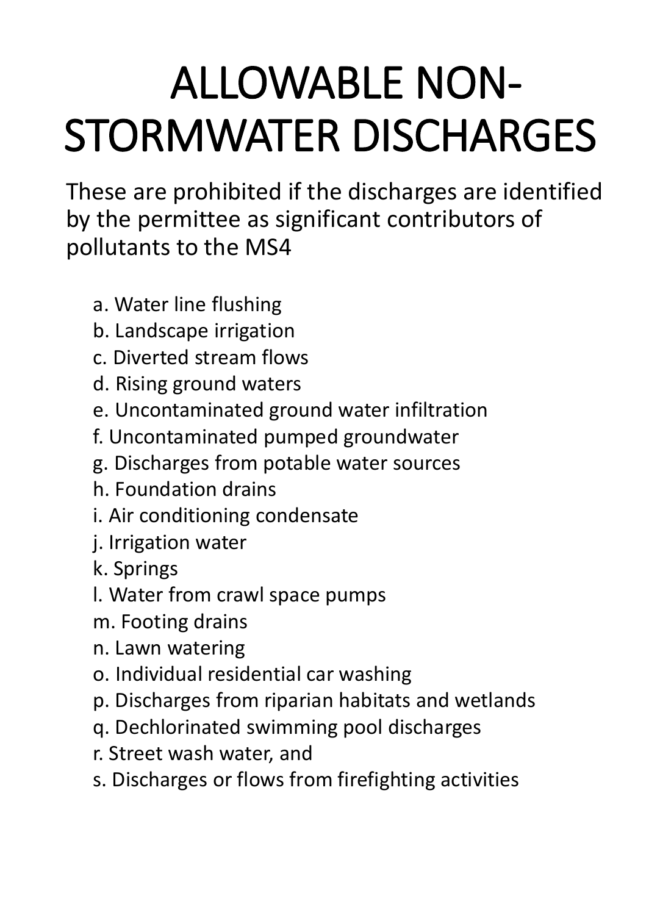# ALLOWABLE NON-STORMWATER DISCHARGES

These are prohibited if the discharges are identified by the permittee as significant contributors of pollutants to the MS4

a. Water line flushing
b. Landscape irrigation
c. Diverted stream flows
d. Rising ground waters
e. Uncontaminated ground water infiltration
f. Uncontaminated pumped groundwater
g. Discharges from potable water sources
h. Foundation drains
i. Air conditioning condensate
j. Irrigation water
k. Springs
l. Water from crawl space pumps
m. Footing drains
n. Lawn watering
o. Individual residential car washing
p. Discharges from riparian habitats and wetlands
q. Dechlorinated swimming pool discharges
r. Street wash water, and
s. Discharges or flows from firefighting activities